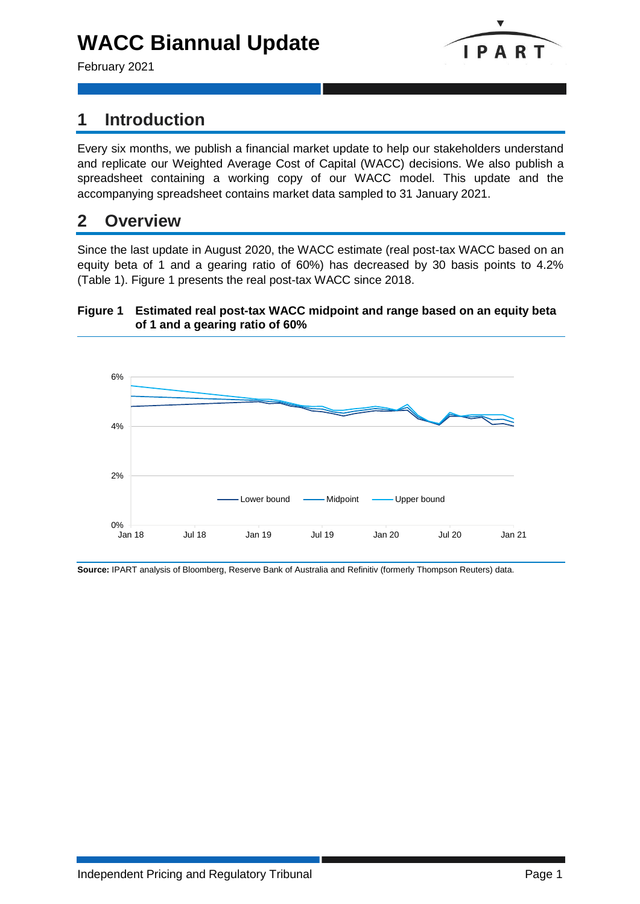# WACC Biannual Update

February 2021

## 1 Introduction

Every six months, we publish a financial market update to help our stakeholders understand and replicate our Weighted Average Cost of Capital (WACC) decisions. We also publish a spreadsheet containing a working copy of our WACC model. This update and the accompanying spreadsheet contains market data sampled to 31 January 2021.

## 2 Overview

Since the last update in August 2020, the WACC estimate (real post-tax WACC based on an equity beta of 1 and a gearing ratio of 60%) has decreased by 30 basis points to 4.2% (Table 1). Figure 1 presents the real post-tax WACC since 2018.

**Figure 1 Estimated real post-tax WACC midpoint and range based on an equity beta of 1 and a gearing ratio of 60%**

**Source:** IPART analysis of Bloomberg, Reserve Bank of Australia and Refinitiv (formerly Thompson Reuters) data.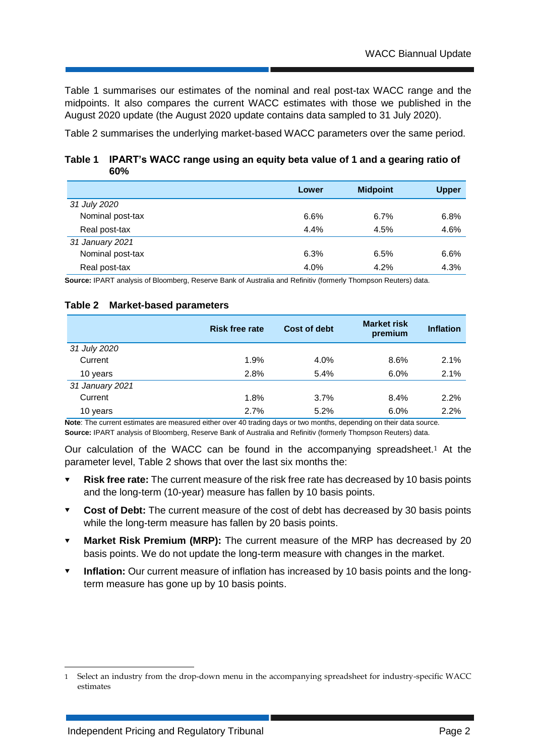Table 1 summarises our estimates of the nominal and real post-tax WACC range and the midpoints. It also compares the current WACC estimates with those we published in the August 2020 update (the August 2020 update contains data sampled to 31 July 2020).

Table 2 summarises the underlying market-based WACC parameters over the same period.

**Table 1 IPART's WACC range using an equity beta value of 1 and a gearing ratio of 60%**

| | Lower | Midpoint | Upper |
|---|---|---|---|
| *31 July 2020* | | | |
| Nominal post-tax | 6.6% | 6.7% | 6.8% |
| Real post-tax | 4.4% | 4.5% | 4.6% |
| *31 January 2021* | | | |
| Nominal post-tax | 6.3% | 6.5% | 6.6% |
| Real post-tax | 4.0% | 4.2% | 4.3% |

**Source:** IPART analysis of Bloomberg, Reserve Bank of Australia and Refinitiv (formerly Thompson Reuters) data.

**Table 2 Market-based parameters**

| | Risk free rate | Cost of debt | Market risk premium | Inflation |
|---|---|---|---|---|
| *31 July 2020* | | | | |
| Current | 1.9% | 4.0% | 8.6% | 2.1% |
| 10 years | 2.8% | 5.4% | 6.0% | 2.1% |
| *31 January 2021* | | | | |
| Current | 1.8% | 3.7% | 8.4% | 2.2% |
| 10 years | 2.7% | 5.2% | 6.0% | 2.2% |

**Note**: The current estimates are measured either over 40 trading days or two months, depending on their data source.
**Source:** IPART analysis of Bloomberg, Reserve Bank of Australia and Refinitiv (formerly Thompson Reuters) data.

Our calculation of the WACC can be found in the accompanying spreadsheet.[1] At the parameter level, Table 2 shows that over the last six months the:

- **Risk free rate:** The current measure of the risk free rate has decreased by 10 basis points and the long-term (10-year) measure has fallen by 10 basis points.
- **Cost of Debt:** The current measure of the cost of debt has decreased by 30 basis points while the long-term measure has fallen by 20 basis points.
- **Market Risk Premium (MRP):** The current measure of the MRP has decreased by 20 basis points. We do not update the long-term measure with changes in the market.
- **Inflation:** Our current measure of inflation has increased by 10 basis points and the long-term measure has gone up by 10 basis points.

1 Select an industry from the drop-down menu in the accompanying spreadsheet for industry-specific WACC estimates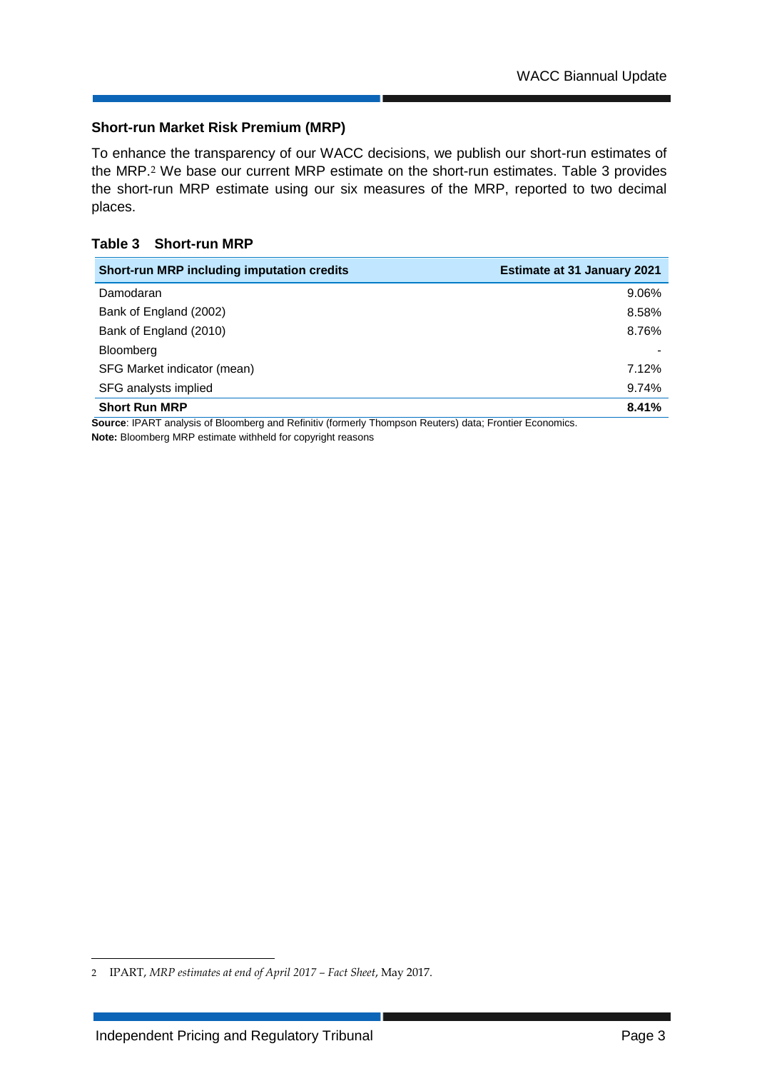### Short-run Market Risk Premium (MRP)

To enhance the transparency of our WACC decisions, we publish our short-run estimates of the MRP.[2] We base our current MRP estimate on the short-run estimates. Table 3 provides the short-run MRP estimate using our six measures of the MRP, reported to two decimal places.

**Table 3 Short-run MRP**

| Short-run MRP including imputation credits | Estimate at 31 January 2021 |
|---|---|
| Damodaran | 9.06% |
| Bank of England (2002) | 8.58% |
| Bank of England (2010) | 8.76% |
| Bloomberg | - |
| SFG Market indicator (mean) | 7.12% |
| SFG analysts implied | 9.74% |
| **Short Run MRP** | **8.41%** |

**Source**: IPART analysis of Bloomberg and Refinitiv (formerly Thompson Reuters) data; Frontier Economics.
**Note:** Bloomberg MRP estimate withheld for copyright reasons

[2] IPART, *MRP estimates at end of April 2017 – Fact Sheet*, May 2017.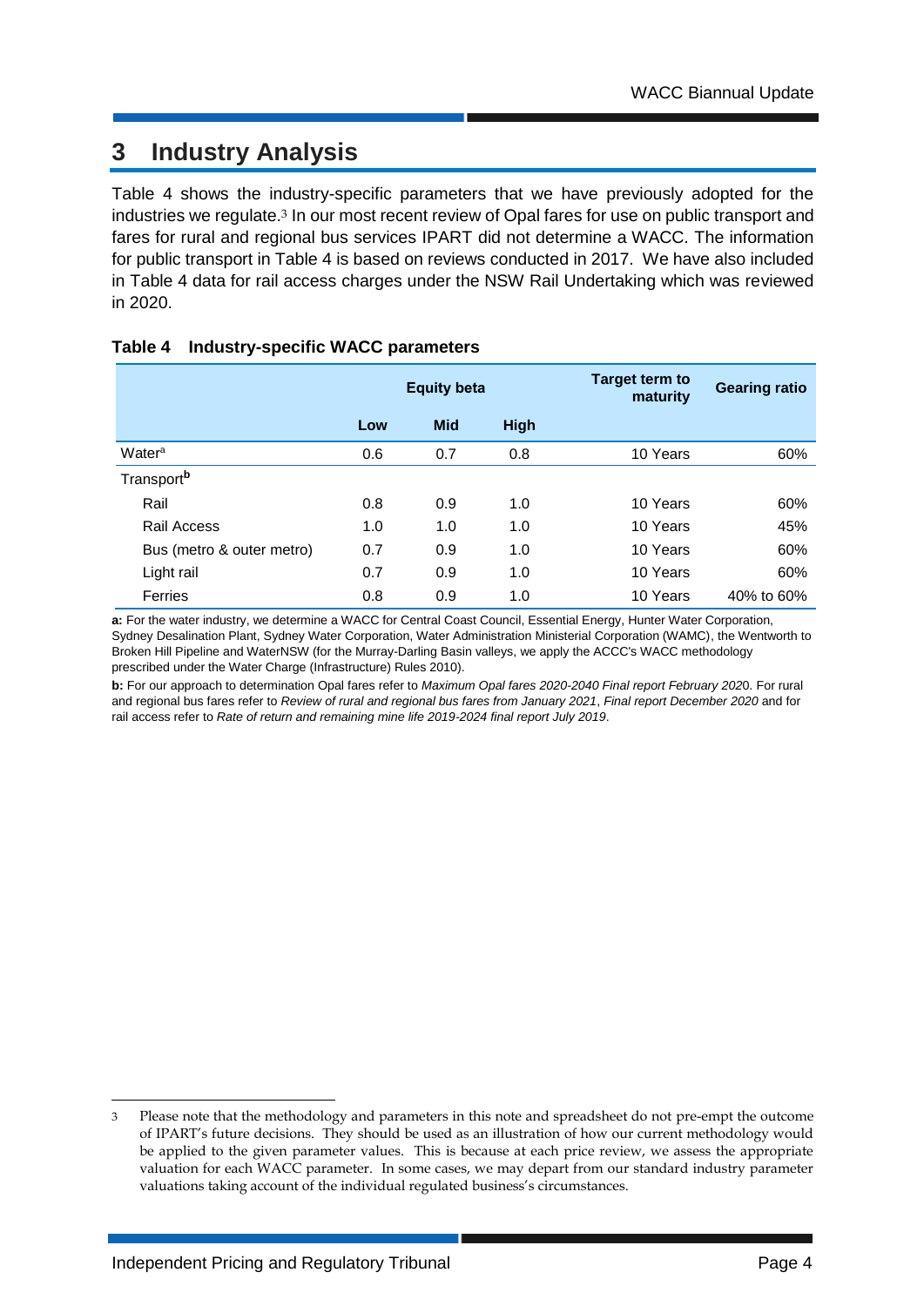# 3 Industry Analysis

Table 4 shows the industry-specific parameters that we have previously adopted for the industries we regulate.[3] In our most recent review of Opal fares for use on public transport and fares for rural and regional bus services IPART did not determine a WACC. The information for public transport in Table 4 is based on reviews conducted in 2017. We have also included in Table 4 data for rail access charges under the NSW Rail Undertaking which was reviewed in 2020.

**Table 4 Industry-specific WACC parameters**

| | Equity beta | | | Target term to maturity | Gearing ratio |
|---|---|---|---|---|---|
| | Low | Mid | High | | |
| Water[a] | 0.6 | 0.7 | 0.8 | 10 Years | 60% |
| Transport[b] | | | | | |
| Rail | 0.8 | 0.9 | 1.0 | 10 Years | 60% |
| Rail Access | 1.0 | 1.0 | 1.0 | 10 Years | 45% |
| Bus (metro & outer metro) | 0.7 | 0.9 | 1.0 | 10 Years | 60% |
| Light rail | 0.7 | 0.9 | 1.0 | 10 Years | 60% |
| Ferries | 0.8 | 0.9 | 1.0 | 10 Years | 40% to 60% |

**a:** For the water industry, we determine a WACC for Central Coast Council, Essential Energy, Hunter Water Corporation, Sydney Desalination Plant, Sydney Water Corporation, Water Administration Ministerial Corporation (WAMC), the Wentworth to Broken Hill Pipeline and WaterNSW (for the Murray-Darling Basin valleys, we apply the ACCC's WACC methodology prescribed under the Water Charge (Infrastructure) Rules 2010).

**b:** For our approach to determination Opal fares refer to *Maximum Opal fares 2020-2040 Final report February 2020*. For rural and regional bus fares refer to *Review of rural and regional bus fares from January 2021*, *Final report December 2020* and for rail access refer to *Rate of return and remaining mine life 2019-2024 final report July 2019*.

---

[3] Please note that the methodology and parameters in this note and spreadsheet do not pre-empt the outcome of IPART's future decisions. They should be used as an illustration of how our current methodology would be applied to the given parameter values. This is because at each price review, we assess the appropriate valuation for each WACC parameter. In some cases, we may depart from our standard industry parameter valuations taking account of the individual regulated business's circumstances.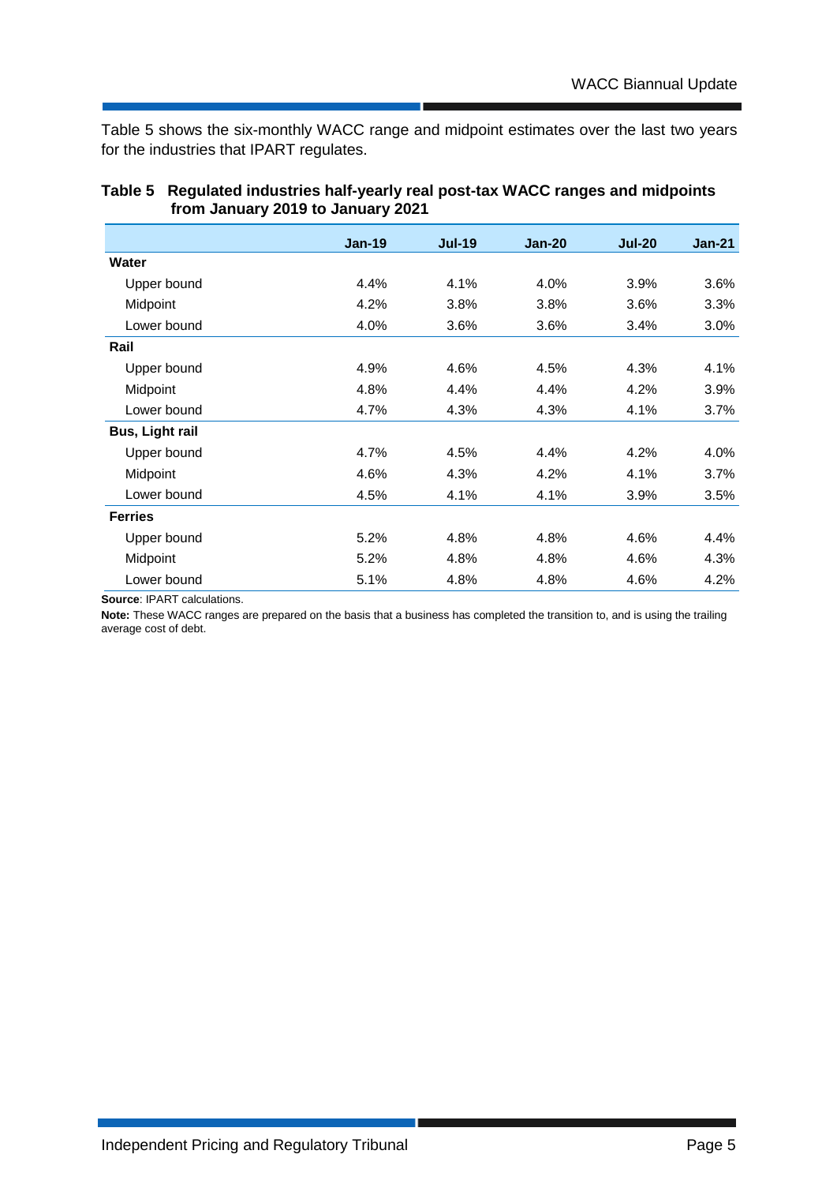Table 5 shows the six-monthly WACC range and midpoint estimates over the last two years for the industries that IPART regulates.

**Table 5 Regulated industries half-yearly real post-tax WACC ranges and midpoints from January 2019 to January 2021**

| | Jan-19 | Jul-19 | Jan-20 | Jul-20 | Jan-21 |
|---|---|---|---|---|---|
| **Water** | | | | | |
| Upper bound | 4.4% | 4.1% | 4.0% | 3.9% | 3.6% |
| Midpoint | 4.2% | 3.8% | 3.8% | 3.6% | 3.3% |
| Lower bound | 4.0% | 3.6% | 3.6% | 3.4% | 3.0% |
| **Rail** | | | | | |
| Upper bound | 4.9% | 4.6% | 4.5% | 4.3% | 4.1% |
| Midpoint | 4.8% | 4.4% | 4.4% | 4.2% | 3.9% |
| Lower bound | 4.7% | 4.3% | 4.3% | 4.1% | 3.7% |
| **Bus, Light rail** | | | | | |
| Upper bound | 4.7% | 4.5% | 4.4% | 4.2% | 4.0% |
| Midpoint | 4.6% | 4.3% | 4.2% | 4.1% | 3.7% |
| Lower bound | 4.5% | 4.1% | 4.1% | 3.9% | 3.5% |
| **Ferries** | | | | | |
| Upper bound | 5.2% | 4.8% | 4.8% | 4.6% | 4.4% |
| Midpoint | 5.2% | 4.8% | 4.8% | 4.6% | 4.3% |
| Lower bound | 5.1% | 4.8% | 4.8% | 4.6% | 4.2% |

**Source**: IPART calculations.

**Note:** These WACC ranges are prepared on the basis that a business has completed the transition to, and is using the trailing average cost of debt.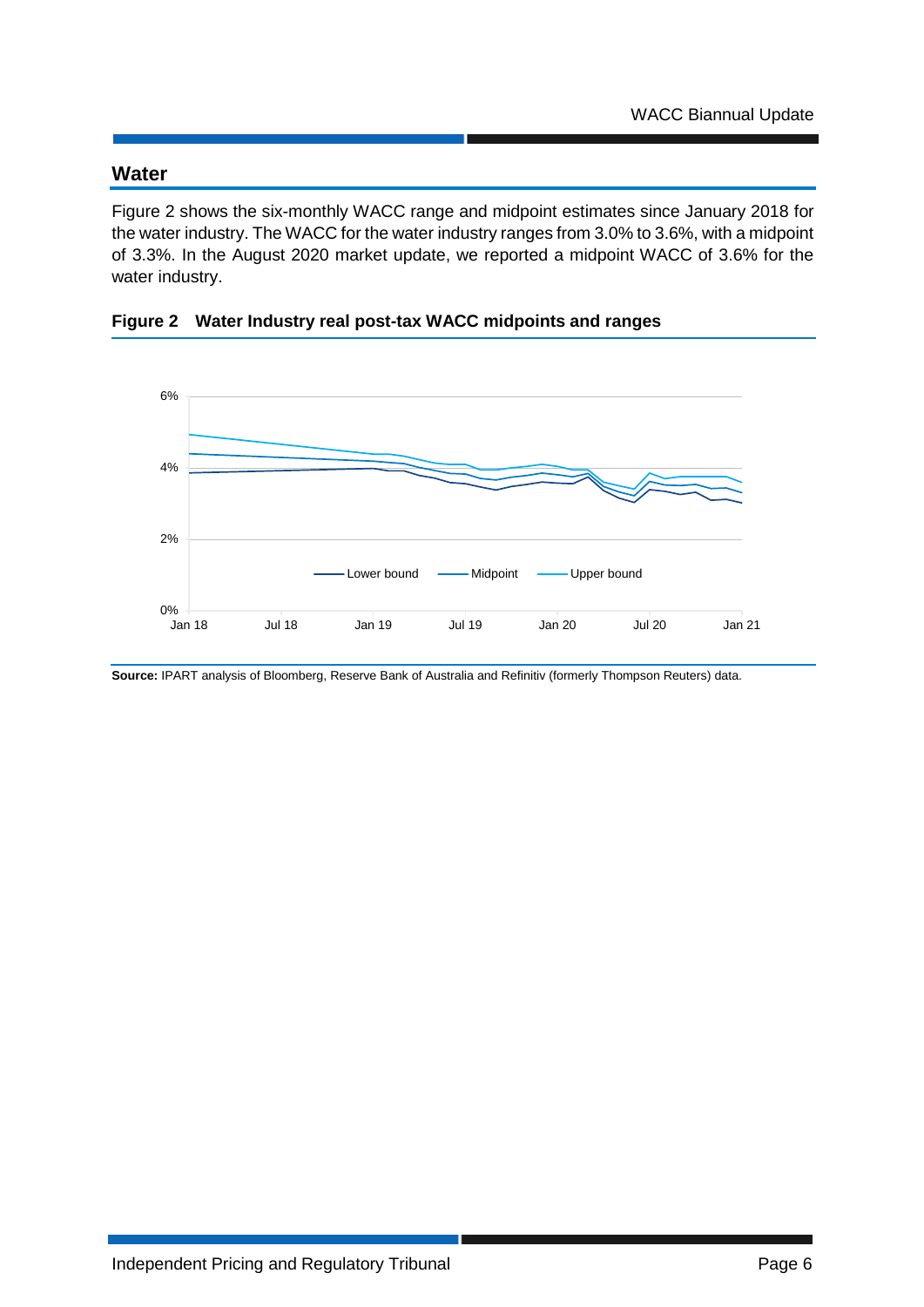## Water

Figure 2 shows the six-monthly WACC range and midpoint estimates since January 2018 for the water industry. The WACC for the water industry ranges from 3.0% to 3.6%, with a midpoint of 3.3%. In the August 2020 market update, we reported a midpoint WACC of 3.6% for the water industry.

**Figure 2 Water Industry real post-tax WACC midpoints and ranges**

**Source:** IPART analysis of Bloomberg, Reserve Bank of Australia and Refinitiv (formerly Thompson Reuters) data.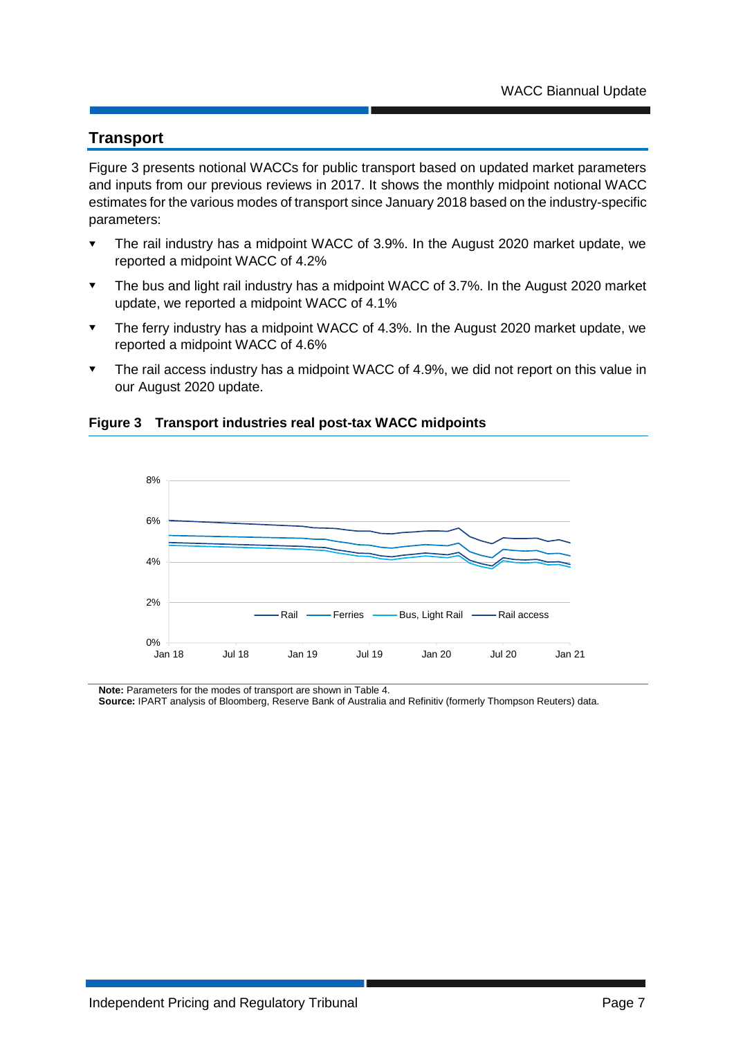## Transport

Figure 3 presents notional WACCs for public transport based on updated market parameters and inputs from our previous reviews in 2017. It shows the monthly midpoint notional WACC estimates for the various modes of transport since January 2018 based on the industry-specific parameters:

- The rail industry has a midpoint WACC of 3.9%. In the August 2020 market update, we reported a midpoint WACC of 4.2%
- The bus and light rail industry has a midpoint WACC of 3.7%. In the August 2020 market update, we reported a midpoint WACC of 4.1%
- The ferry industry has a midpoint WACC of 4.3%. In the August 2020 market update, we reported a midpoint WACC of 4.6%
- The rail access industry has a midpoint WACC of 4.9%, we did not report on this value in our August 2020 update.

**Figure 3 Transport industries real post-tax WACC midpoints**

**Note:** Parameters for the modes of transport are shown in Table 4.
**Source:** IPART analysis of Bloomberg, Reserve Bank of Australia and Refinitiv (formerly Thompson Reuters) data.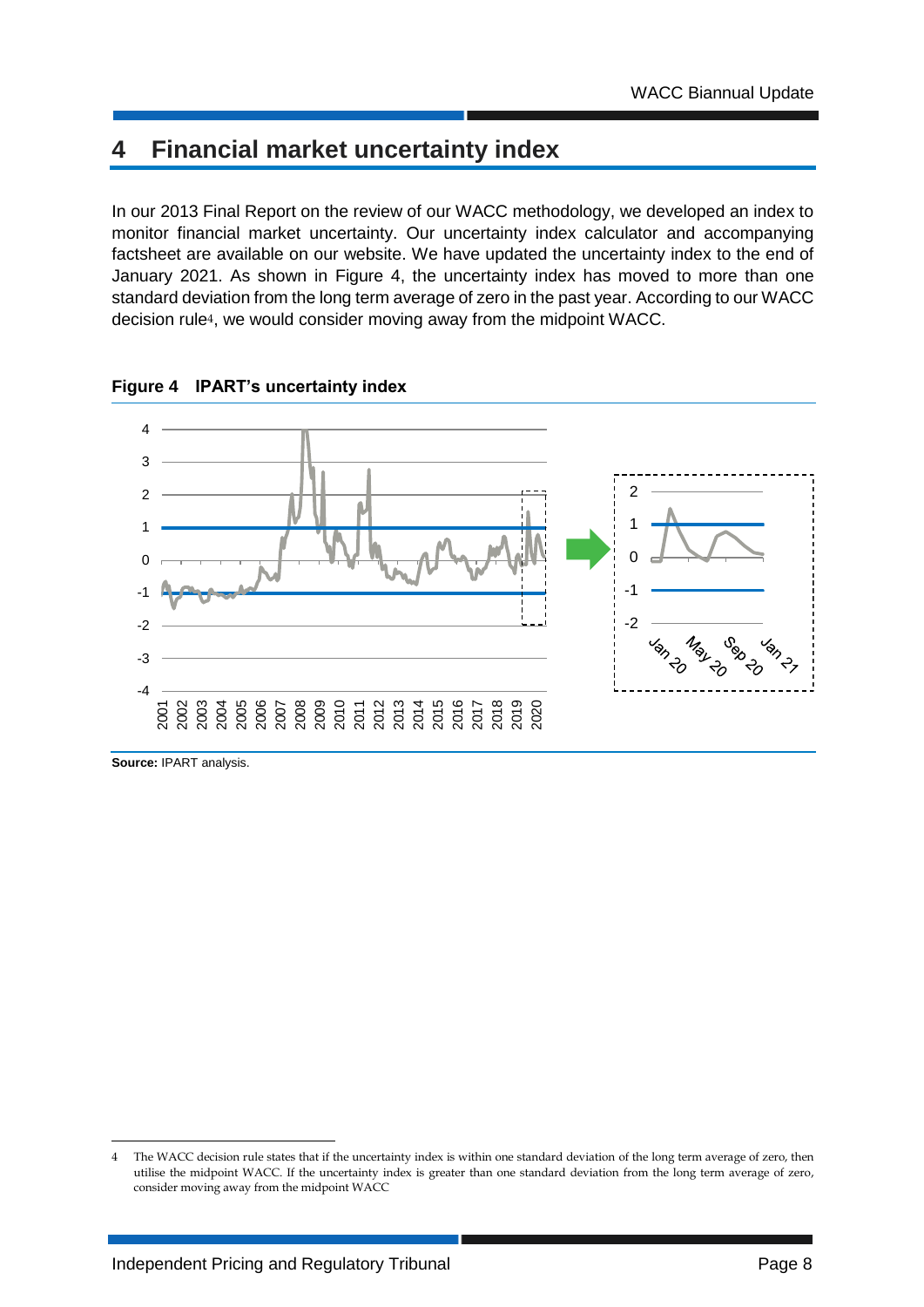# 4 Financial market uncertainty index

In our 2013 Final Report on the review of our WACC methodology, we developed an index to monitor financial market uncertainty. Our uncertainty index calculator and accompanying factsheet are available on our website. We have updated the uncertainty index to the end of January 2021. As shown in Figure 4, the uncertainty index has moved to more than one standard deviation from the long term average of zero in the past year. According to our WACC decision rule[4], we would consider moving away from the midpoint WACC.

**Figure 4 IPART's uncertainty index**

4
3
2
1
0
-1
-2
-3
-4

2001 2002 2003 2004 2005 2006 2007 2008 2009 2010 2011 2012 2013 2014 2015 2016 2017 2018 2019 2020

2
1
0
-1
-2

Jan 20 May 20 Sep 20 Jan 21

**Source:** IPART analysis.

4 The WACC decision rule states that if the uncertainty index is within one standard deviation of the long term average of zero, then utilise the midpoint WACC. If the uncertainty index is greater than one standard deviation from the long term average of zero, consider moving away from the midpoint WACC